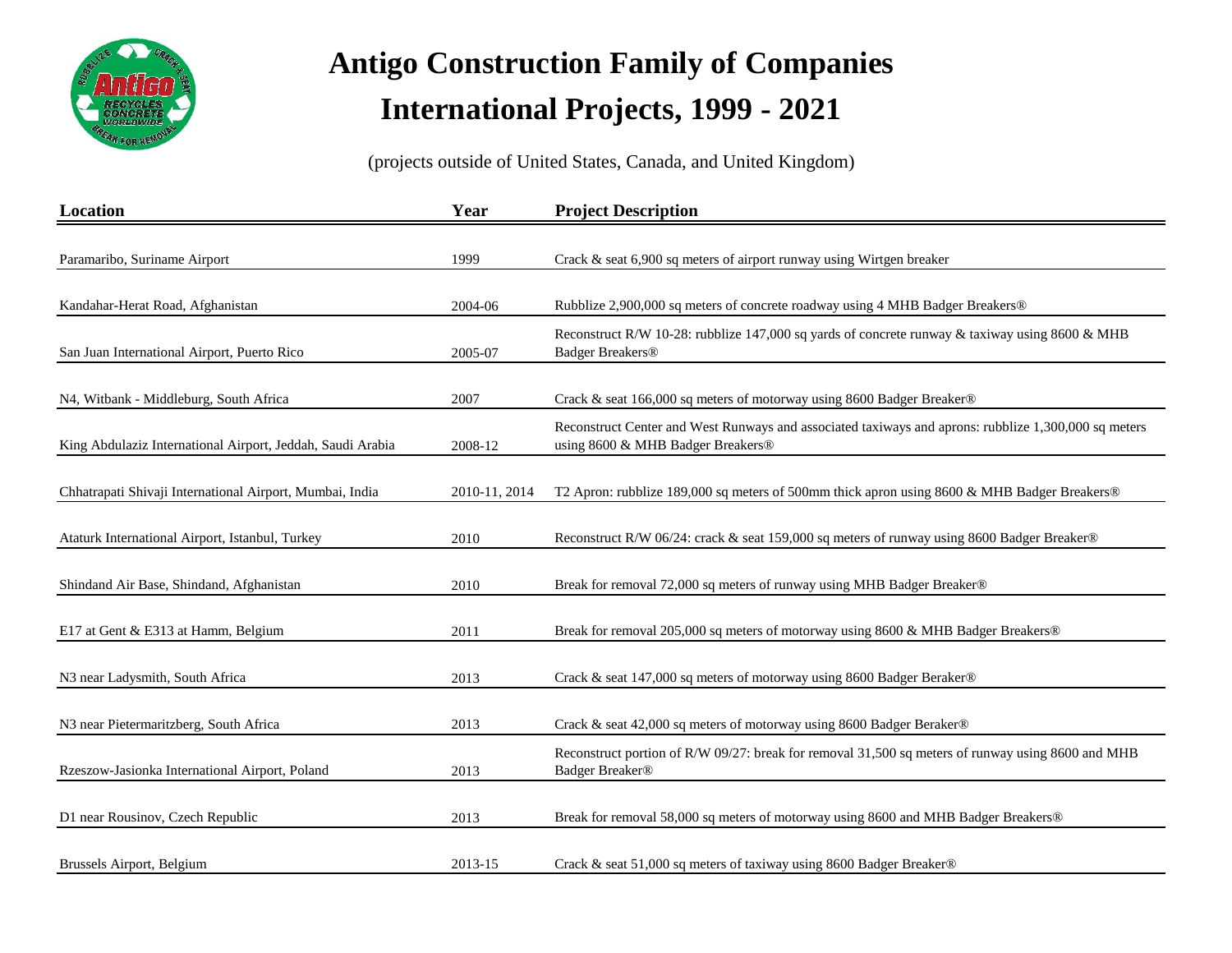# Antigo Construction Family of Companies

## International Projects, 1999 - 2021

(projects outside of United States, Canada, and United Kingdom)

| Location | Year | Project Description |
|---|---|---|
| Paramaribo, Suriname Airport | 1999 | Crack & seat 6,900 sq meters of airport runway using Wirtgen breaker |
| Kandahar-Herat Road, Afghanistan | 2004-06 | Rubblize 2,900,000 sq meters of concrete roadway using 4 MHB Badger Breakers® |
| San Juan International Airport, Puerto Rico | 2005-07 | Reconstruct R/W 10-28: rubblize 147,000 sq yards of concrete runway & taxiway using 8600 & MHB Badger Breakers® |
| N4, Witbank - Middleburg, South Africa | 2007 | Crack & seat 166,000 sq meters of motorway using 8600 Badger Breaker® |
| King Abdulaziz International Airport, Jeddah, Saudi Arabia | 2008-12 | Reconstruct Center and West Runways and associated taxiways and aprons: rubblize 1,300,000 sq meters using 8600 & MHB Badger Breakers® |
| Chhatrapati Shivaji International Airport, Mumbai, India | 2010-11, 2014 | T2 Apron: rubblize 189,000 sq meters of 500mm thick apron using 8600 & MHB Badger Breakers® |
| Ataturk International Airport, Istanbul, Turkey | 2010 | Reconstruct R/W 06/24: crack & seat 159,000 sq meters of runway using 8600 Badger Breaker® |
| Shindand Air Base, Shindand, Afghanistan | 2010 | Break for removal 72,000 sq meters of runway using MHB Badger Breaker® |
| E17 at Gent & E313 at Hamm, Belgium | 2011 | Break for removal 205,000 sq meters of motorway using 8600 & MHB Badger Breakers® |
| N3 near Ladysmith, South Africa | 2013 | Crack & seat 147,000 sq meters of motorway using 8600 Badger Beraker® |
| N3 near Pietermaritzberg, South Africa | 2013 | Crack & seat 42,000 sq meters of motorway using 8600 Badger Beraker® |
| Rzeszow-Jasionka International Airport, Poland | 2013 | Reconstruct portion of R/W 09/27: break for removal 31,500 sq meters of runway using 8600 and MHB Badger Breaker® |
| D1 near Rousinov, Czech Republic | 2013 | Break for removal 58,000 sq meters of motorway using 8600 and MHB Badger Breakers® |
| Brussels Airport, Belgium | 2013-15 | Crack & seat 51,000 sq meters of taxiway using 8600 Badger Breaker® |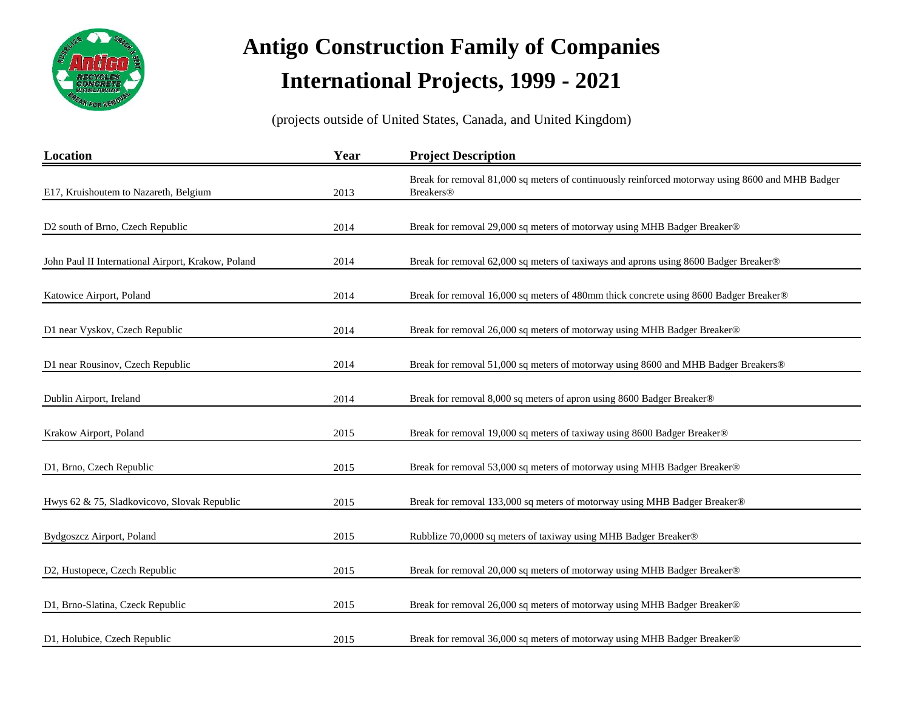# Antigo Construction Family of Companies

# International Projects, 1999 - 2021

(projects outside of United States, Canada, and United Kingdom)

| Location | Year | Project Description |
|---|---|---|
| E17, Kruishoutem to Nazareth, Belgium | 2013 | Break for removal 81,000 sq meters of continuously reinforced motorway using 8600 and MHB Badger Breakers® |
| D2 south of Brno, Czech Republic | 2014 | Break for removal 29,000 sq meters of motorway using MHB Badger Breaker® |
| John Paul II International Airport, Krakow, Poland | 2014 | Break for removal 62,000 sq meters of taxiways and aprons using 8600 Badger Breaker® |
| Katowice Airport, Poland | 2014 | Break for removal 16,000 sq meters of 480mm thick concrete using 8600 Badger Breaker® |
| D1 near Vyskov, Czech Republic | 2014 | Break for removal 26,000 sq meters of motorway using MHB Badger Breaker® |
| D1 near Rousinov, Czech Republic | 2014 | Break for removal 51,000 sq meters of motorway using 8600 and MHB Badger Breakers® |
| Dublin Airport, Ireland | 2014 | Break for removal 8,000 sq meters of apron using 8600 Badger Breaker® |
| Krakow Airport, Poland | 2015 | Break for removal 19,000 sq meters of taxiway using 8600 Badger Breaker® |
| D1, Brno, Czech Republic | 2015 | Break for removal 53,000 sq meters of motorway using MHB Badger Breaker® |
| Hwys 62 & 75, Sladkovicovo, Slovak Republic | 2015 | Break for removal 133,000 sq meters of motorway using MHB Badger Breaker® |
| Bydgoszcz Airport, Poland | 2015 | Rubblize 70,0000 sq meters of taxiway using MHB Badger Breaker® |
| D2, Hustopece, Czech Republic | 2015 | Break for removal 20,000 sq meters of motorway using MHB Badger Breaker® |
| D1, Brno-Slatina, Czeck Republic | 2015 | Break for removal 26,000 sq meters of motorway using MHB Badger Breaker® |
| D1, Holubice, Czech Republic | 2015 | Break for removal 36,000 sq meters of motorway using MHB Badger Breaker® |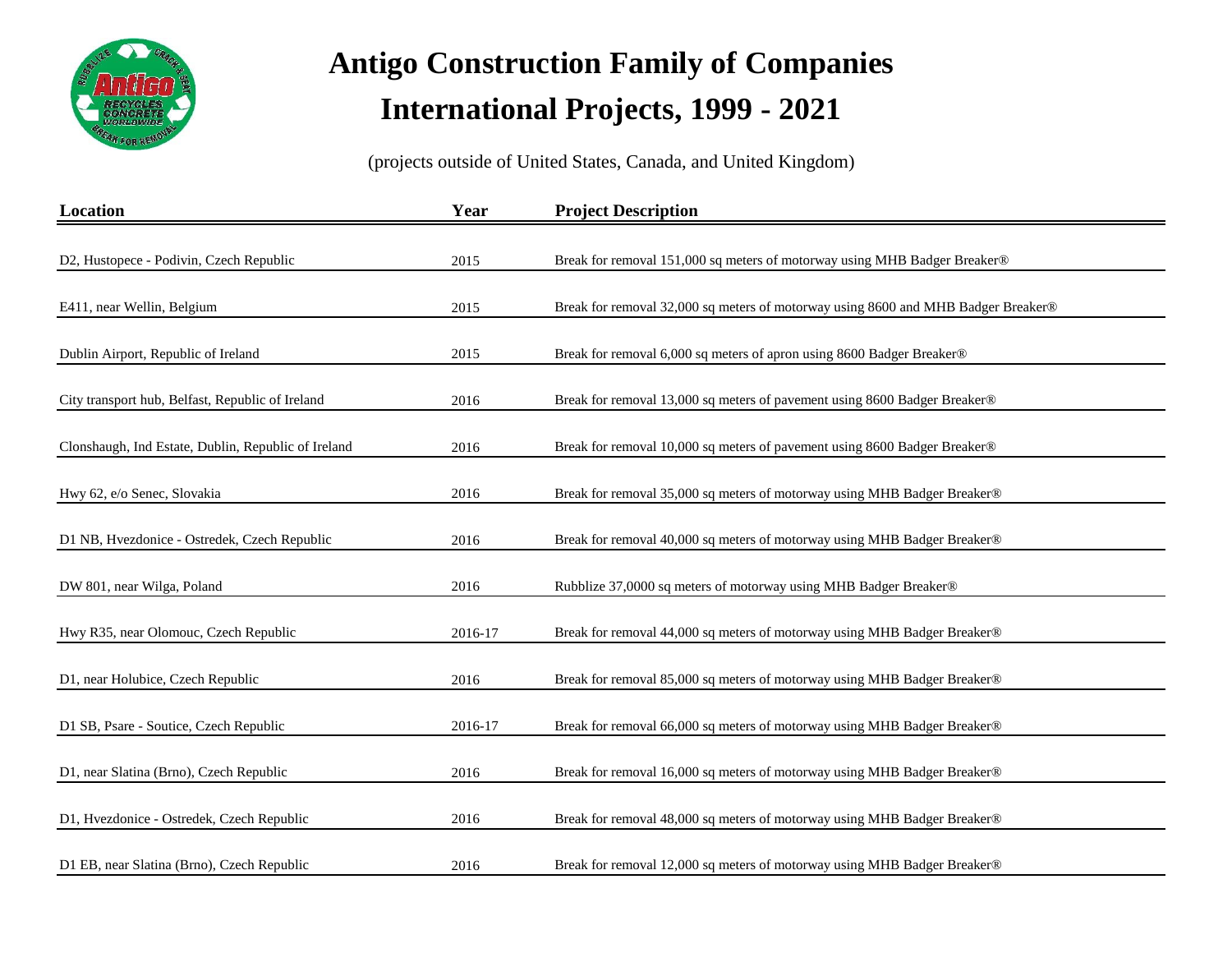# Antigo Construction Family of Companies

# International Projects, 1999 - 2021

(projects outside of United States, Canada, and United Kingdom)

| Location | Year | Project Description |
| --- | --- | --- |
| D2, Hustopece - Podivin, Czech Republic | 2015 | Break for removal 151,000 sq meters of motorway using MHB Badger Breaker® |
| E411, near Wellin, Belgium | 2015 | Break for removal 32,000 sq meters of motorway using 8600 and MHB Badger Breaker® |
| Dublin Airport, Republic of Ireland | 2015 | Break for removal 6,000 sq meters of apron using 8600 Badger Breaker® |
| City transport hub, Belfast, Republic of Ireland | 2016 | Break for removal 13,000 sq meters of pavement using 8600 Badger Breaker® |
| Clonshaugh, Ind Estate, Dublin, Republic of Ireland | 2016 | Break for removal 10,000 sq meters of pavement using 8600 Badger Breaker® |
| Hwy 62, e/o Senec, Slovakia | 2016 | Break for removal 35,000 sq meters of motorway using MHB Badger Breaker® |
| D1 NB, Hvezdonice - Ostredek, Czech Republic | 2016 | Break for removal 40,000 sq meters of motorway using MHB Badger Breaker® |
| DW 801, near Wilga, Poland | 2016 | Rubblize 37,0000 sq meters of motorway using MHB Badger Breaker® |
| Hwy R35, near Olomouc, Czech Republic | 2016-17 | Break for removal 44,000 sq meters of motorway using MHB Badger Breaker® |
| D1, near Holubice, Czech Republic | 2016 | Break for removal 85,000 sq meters of motorway using MHB Badger Breaker® |
| D1 SB, Psare - Soutice, Czech Republic | 2016-17 | Break for removal 66,000 sq meters of motorway using MHB Badger Breaker® |
| D1, near Slatina (Brno), Czech Republic | 2016 | Break for removal 16,000 sq meters of motorway using MHB Badger Breaker® |
| D1, Hvezdonice - Ostredek, Czech Republic | 2016 | Break for removal 48,000 sq meters of motorway using MHB Badger Breaker® |
| D1 EB, near Slatina (Brno), Czech Republic | 2016 | Break for removal 12,000 sq meters of motorway using MHB Badger Breaker® |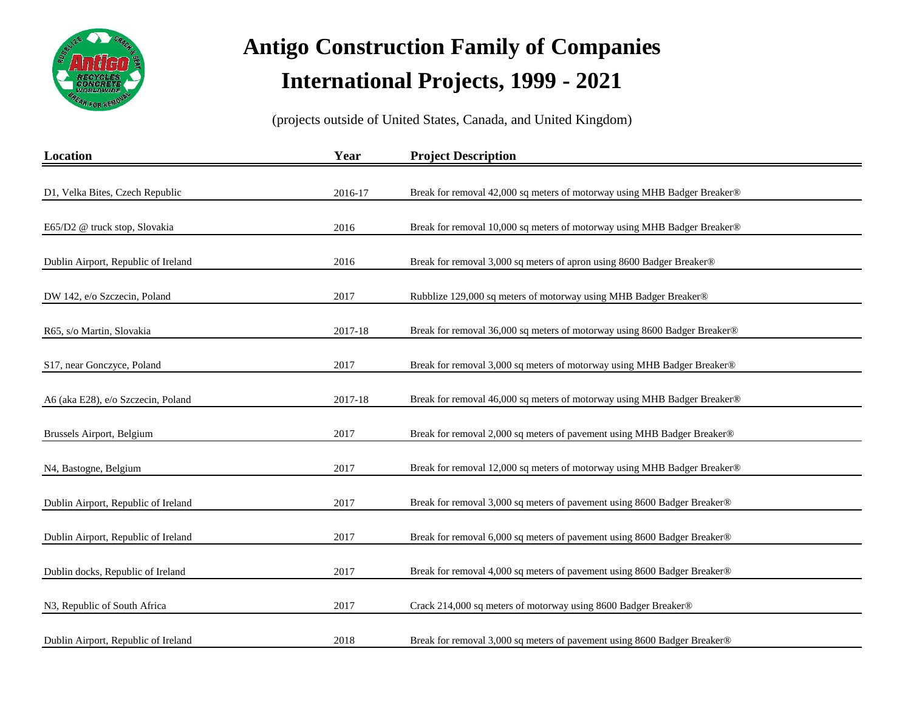# Antigo Construction Family of Companies

# International Projects, 1999 - 2021

(projects outside of United States, Canada, and United Kingdom)

| Location | Year | Project Description |
|---|---|---|
| D1, Velka Bites, Czech Republic | 2016-17 | Break for removal 42,000 sq meters of motorway using MHB Badger Breaker® |
| E65/D2 @ truck stop, Slovakia | 2016 | Break for removal 10,000 sq meters of motorway using MHB Badger Breaker® |
| Dublin Airport, Republic of Ireland | 2016 | Break for removal 3,000 sq meters of apron using 8600 Badger Breaker® |
| DW 142, e/o Szczecin, Poland | 2017 | Rubblize 129,000 sq meters of motorway using MHB Badger Breaker® |
| R65, s/o Martin, Slovakia | 2017-18 | Break for removal 36,000 sq meters of motorway using 8600 Badger Breaker® |
| S17, near Gonczyce, Poland | 2017 | Break for removal 3,000 sq meters of motorway using MHB Badger Breaker® |
| A6 (aka E28), e/o Szczecin, Poland | 2017-18 | Break for removal 46,000 sq meters of motorway using MHB Badger Breaker® |
| Brussels Airport, Belgium | 2017 | Break for removal 2,000 sq meters of pavement using MHB Badger Breaker® |
| N4, Bastogne, Belgium | 2017 | Break for removal 12,000 sq meters of motorway using MHB Badger Breaker® |
| Dublin Airport, Republic of Ireland | 2017 | Break for removal 3,000 sq meters of pavement using 8600 Badger Breaker® |
| Dublin Airport, Republic of Ireland | 2017 | Break for removal 6,000 sq meters of pavement using 8600 Badger Breaker® |
| Dublin docks, Republic of Ireland | 2017 | Break for removal 4,000 sq meters of pavement using 8600 Badger Breaker® |
| N3, Republic of South Africa | 2017 | Crack 214,000 sq meters of motorway using 8600 Badger Breaker® |
| Dublin Airport, Republic of Ireland | 2018 | Break for removal 3,000 sq meters of pavement using 8600 Badger Breaker® |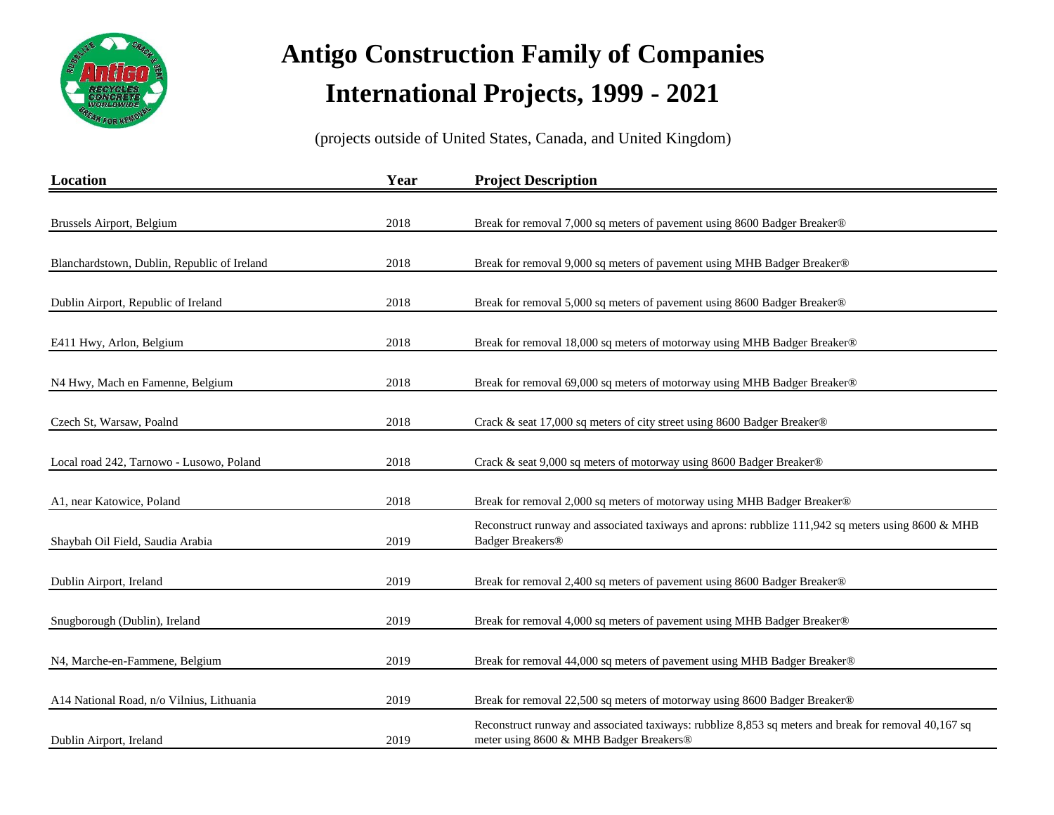# Antigo Construction Family of Companies

# International Projects, 1999 - 2021

(projects outside of United States, Canada, and United Kingdom)

| Location | Year | Project Description |
|---|---|---|
| Brussels Airport, Belgium | 2018 | Break for removal 7,000 sq meters of pavement using 8600 Badger Breaker® |
| Blanchardstown, Dublin, Republic of Ireland | 2018 | Break for removal 9,000 sq meters of pavement using MHB Badger Breaker® |
| Dublin Airport, Republic of Ireland | 2018 | Break for removal 5,000 sq meters of pavement using 8600 Badger Breaker® |
| E411 Hwy, Arlon, Belgium | 2018 | Break for removal 18,000 sq meters of motorway using MHB Badger Breaker® |
| N4 Hwy, Mach en Famenne, Belgium | 2018 | Break for removal 69,000 sq meters of motorway using MHB Badger Breaker® |
| Czech St, Warsaw, Poalnd | 2018 | Crack & seat 17,000 sq meters of city street using 8600 Badger Breaker® |
| Local road 242, Tarnowo - Lusowo, Poland | 2018 | Crack & seat 9,000 sq meters of motorway using 8600 Badger Breaker® |
| A1, near Katowice, Poland | 2018 | Break for removal 2,000 sq meters of motorway using MHB Badger Breaker® |
| Shaybah Oil Field, Saudia Arabia | 2019 | Reconstruct runway and associated taxiways and aprons: rubblize 111,942 sq meters using 8600 & MHB Badger Breakers® |
| Dublin Airport, Ireland | 2019 | Break for removal 2,400 sq meters of pavement using 8600 Badger Breaker® |
| Snugborough (Dublin), Ireland | 2019 | Break for removal 4,000 sq meters of pavement using MHB Badger Breaker® |
| N4, Marche-en-Fammene, Belgium | 2019 | Break for removal 44,000 sq meters of pavement using MHB Badger Breaker® |
| A14 National Road, n/o Vilnius, Lithuania | 2019 | Break for removal 22,500 sq meters of motorway using 8600 Badger Breaker® |
| Dublin Airport, Ireland | 2019 | Reconstruct runway and associated taxiways: rubblize 8,853 sq meters and break for removal 40,167 sq meter using 8600 & MHB Badger Breakers® |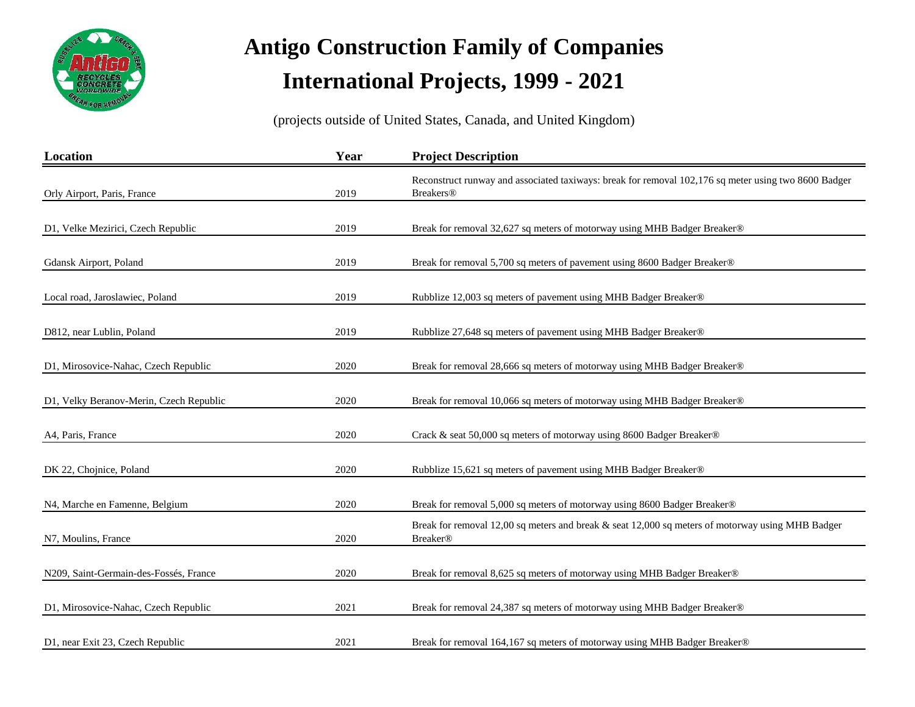# Antigo Construction Family of Companies
# International Projects, 1999 - 2021

(projects outside of United States, Canada, and United Kingdom)

| Location | Year | Project Description |
|---|---|---|
| Orly Airport, Paris, France | 2019 | Reconstruct runway and associated taxiways: break for removal 102,176 sq meter using two 8600 Badger Breakers® |
| D1, Velke Mezirici, Czech Republic | 2019 | Break for removal 32,627 sq meters of motorway using MHB Badger Breaker® |
| Gdansk Airport, Poland | 2019 | Break for removal 5,700 sq meters of pavement using 8600 Badger Breaker® |
| Local road, Jaroslawiec, Poland | 2019 | Rubblize 12,003 sq meters of pavement using MHB Badger Breaker® |
| D812, near Lublin, Poland | 2019 | Rubblize 27,648 sq meters of pavement using MHB Badger Breaker® |
| D1, Mirosovice-Nahac, Czech Republic | 2020 | Break for removal 28,666 sq meters of motorway using MHB Badger Breaker® |
| D1, Velky Beranov-Merin, Czech Republic | 2020 | Break for removal 10,066 sq meters of motorway using MHB Badger Breaker® |
| A4, Paris, France | 2020 | Crack & seat 50,000 sq meters of motorway using 8600 Badger Breaker® |
| DK 22, Chojnice, Poland | 2020 | Rubblize 15,621 sq meters of pavement using MHB Badger Breaker® |
| N4, Marche en Famenne, Belgium | 2020 | Break for removal 5,000 sq meters of motorway using 8600 Badger Breaker® |
| N7, Moulins, France | 2020 | Break for removal 12,00 sq meters and break & seat 12,000 sq meters of motorway using MHB Badger Breaker® |
| N209, Saint-Germain-des-Fossés, France | 2020 | Break for removal 8,625 sq meters of motorway using MHB Badger Breaker® |
| D1, Mirosovice-Nahac, Czech Republic | 2021 | Break for removal 24,387 sq meters of motorway using MHB Badger Breaker® |
| D1, near Exit 23, Czech Republic | 2021 | Break for removal 164,167 sq meters of motorway using MHB Badger Breaker® |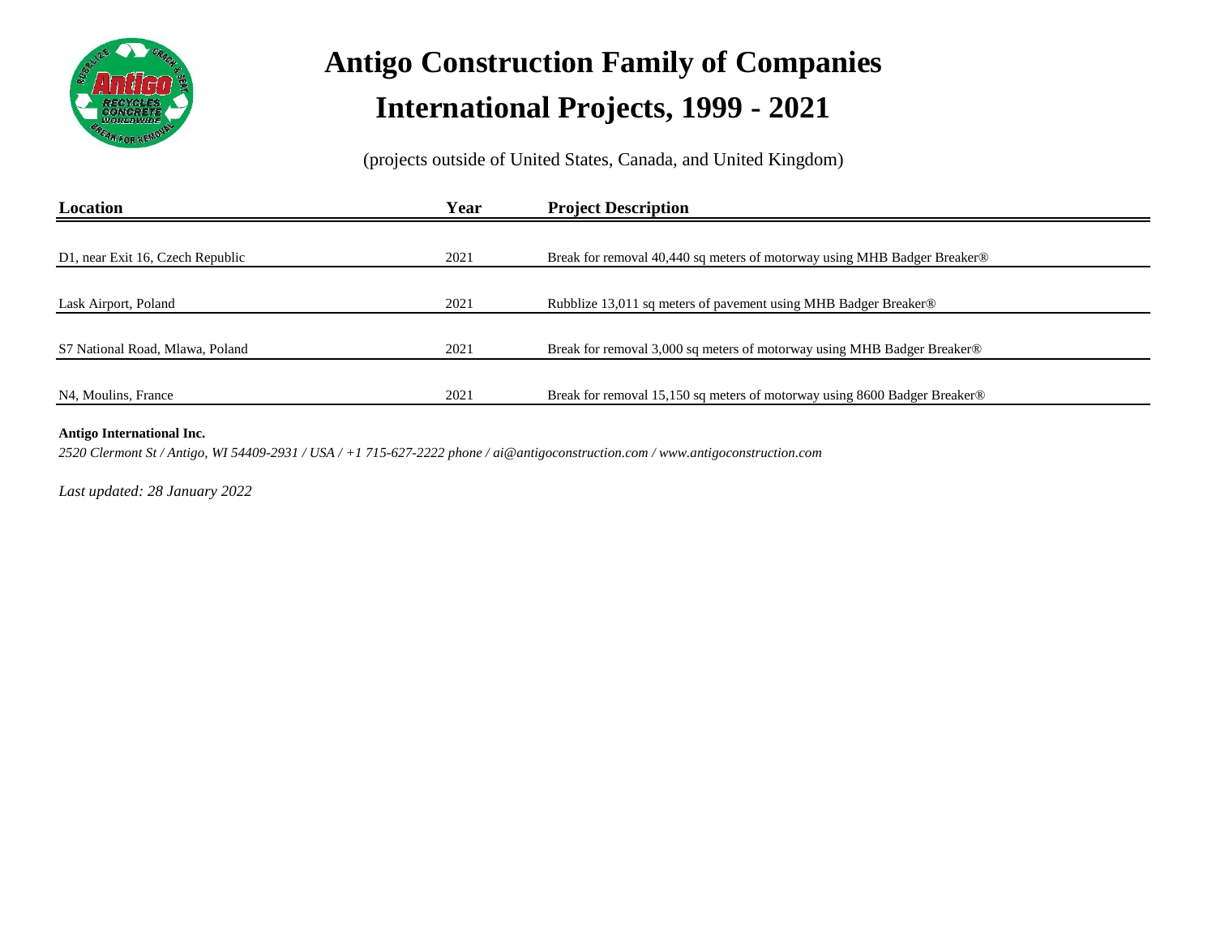# Antigo Construction Family of Companies

## International Projects, 1999 - 2021

(projects outside of United States, Canada, and United Kingdom)

| Location | Year | Project Description |
|---|---|---|
| D1, near Exit 16, Czech Republic | 2021 | Break for removal 40,440 sq meters of motorway using MHB Badger Breaker® |
| Lask Airport, Poland | 2021 | Rubblize 13,011 sq meters of pavement using MHB Badger Breaker® |
| S7 National Road, Mlawa, Poland | 2021 | Break for removal 3,000 sq meters of motorway using MHB Badger Breaker® |
| N4, Moulins, France | 2021 | Break for removal 15,150 sq meters of motorway using 8600 Badger Breaker® |

**Antigo International Inc.**

*2520 Clermont St / Antigo, WI 54409-2931 / USA / +1 715-627-2222 phone / ai@antigoconstruction.com / www.antigoconstruction.com*

*Last updated: 28 January 2022*